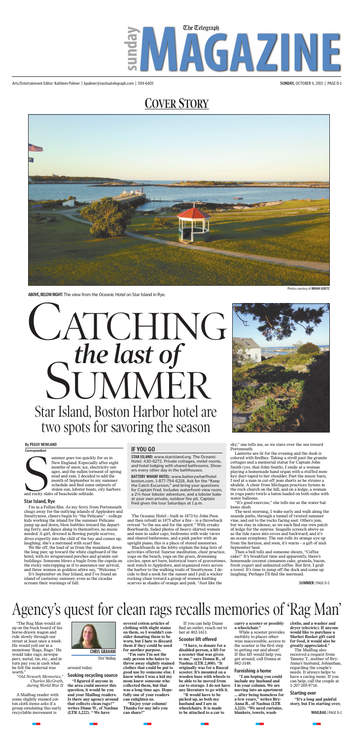# Sunday MAGAZINE

Arts/Entertainment Editor: Kathleen Palmer | kpalmer@nashuatelegraph.com | 594-6403

## COVER STORY

Photos courtesy of **BRIAN GOETZ**

**ABOVE, BELOW RIGHT:** The view from the Oceanic Hotel on Star Island in Rye.

# CATCHING *the last of* SUMMER

## Star Island, Boston Harbor hotel are two spots for savoring the season

**By PEGGY NEWLAND**
Correspondent

Summer goes too quickly for us in New England. Especially after eight months of snow, ice, electricity outages, and the sullen torment of spring mud and rain. I decided to add the month of September to my summer schedule and find some outposts of stolen sun, lobster boats, city harbors and rocky slabs of beachside solitude.

### Star Island, Rye

I'm in a Fellini film. As my ferry from Portsmouth chugs away for the outlying islands of Appledore and Smuttynose, cheers begin by "The Pelicans" – college kids working the island for the summer. Pelicans jump up and down, blow bubbles toward the departing ferry, and dance along to themselves, no music needed. A girl, dressed in flowing purple scarves, dives expertly into the chill of the bay and comes up, laughing; she's a mermaid with scarf fins.

We file off, the load of us from the mainland, down the long pier, up toward the white clapboard of the hotel, with its wraparound porches and granite outbuildings. Someone blows a bugle from the cupola on the rocky outcropping as if to announce our arrival, and three women in goddess attire say, "Welcome."

It's September on Star Island, and I've found an island of castaway summer, even as the cicadas scream their warnings of fall.

### IF YOU GO

**STAR ISLAND:** www.starisland.org. The Oceanic Hotel, 430-6272. Private cottages, motel rooms, and hotel lodging with shared bathrooms. Showers every other day in the bathhouses.

**BATTERY WHARF HOTEL:** www.batterywharfhotel boston.com. 1-877-794-6218. Ask for the "Keep the Catch Excursion," and bring your questions for Captain Fred. Includes waterfront-view room, a 2½-hour lobster adventure, and a lobster bake at your own private, outdoor fire pit. Captain Fred gives the tour Saturdays at 1 p.m.

The Oceanic Hotel – built in 1873 by John Poor, and then rebuilt in 1875 after a fire – is a throwback retreat "to the sea and for the spirit." With creaky floorboards, faded photos of heavy-skirted women and men in sailor caps, bedrooms with wide views and shared bathrooms, and a pink parlor with an upright piano, this is a place of stored memories.

Blackboards in the lobby explain the long lists of activities offered: Sunrise meditation, choir practice, yoga on the beach, yoga on the grass, drumming circles, open art barn, historical tours of gravestones, seal watch to Appledore, and organized rows across the harbor to the walking trails of Smuttynose. I decide to find a nook for the sunset and I pull a wicker rocking chair toward a group of women knitting scarves in shades of orange and pink. "Just like the sky," one tells me, as we stare over the sea toward Portsmouth.

Lanterns are lit for the evening and the dusk is colored with fireflies. Taking a stroll past the granite cottages and a memorial statue for Captain John Smith (yes, that John Smith), I smile at a woman playing a homemade hand organ with a stuffed monkey duct-taped to her shoulder. Past the music barn, I nod at a man in cut-off jean shorts as he strums a ukulele. A choir from Michigan practices hymns in the rock church on the hill, and on a ledge, a woman in yoga pants twirls a baton loaded on both sides with water balloons.

"It's good exercise," she tells me as the water balloons slosh.

The next morning, I wake early and walk along the seaside paths, through a tunnel of twisted summer vine, and out to the rocks facing east. Others join, but we stay in silence, as we each find our own patch of ledge for the sunrise. Seagulls screech above us as the tide races into coves and backward, and it's an ocean symphony. The sun rolls its orange eye up from the horizon, and soon, it's warm – a gift of mid-September heat.

Then a bell tolls and someone shouts, "Coffee cake!" It's breakfast time and apparently, there's homemade coconut cinnamon cake, granola, bacon, fresh yogurt and unlimited coffee. But first, I grab a towel. It's time to jump off the dock and come up laughing. Perhaps I'll find the mermaid.

SUMMER | PAGE D-5

---

# Agency's quest for clean rags recalls memories of 'Rag Man'

**CHRIS GRAHAM**
Chris' Mailbag

"The Rag Man would sit up on the buck board of his horse-drawn wagon and ride slowly through our street at least once a week. He would yell out in a monotone 'Rags, Rags.' He would take rags, newspapers, metal, tin, etc., and in turn pay you in cash what he felt the material was worth."

*"Old Newark Memories," Charles McGrath, during World War II*

A Mailbag reader with some slightly stained cotton cloth items asks if a group emulating this early recyclable movement is around today.

### Seeking recycling source

**"I figured if anyone in the area could answer this question, it would be you and your Mailbag readers. Is there any agency around that collects clean rags?" writes Diane W., of Nashua (LTR 3,222). " We have several cotton articles of clothing with slight stains on them, so I wouldn't consider donating them to be worn, but I hate to discard them if they could be used for another purpose.**

**"I'm sure I'm not the only person who hates to throw away slightly stained clothes that could be put to good use by someone else. I know when I was a kid my mom knew someone who collected them, but that was a long time ago. Hopefully one of your readers can enlighten us.**

**"Enjoy your column! Thanks for any info you can share!"**

If you can help Diane find an outlet, reach out to her at 402-1611.

### Scooter lift offered

**"I have, to donate for a disabled person, a lift for a scooter that was given to me," says Donna R., of Nashua (LTR 2,800). "It originally was for a Rascal scooter. It's mounted on a wooden base with wheels to be able to be moved from car to storage. I do not have any literature to go with it.**

**"It would have to be picked up, as both my husband and I are in wheelchairs. It is made to be attached to a car to carry a scooter or possibly a wheelchair."**

While a scooter provides mobility to places otherwise inaccessible, access to the scooter is the first step to getting out and about! If this lift would help you get around, call Donna at 882-3148.

### Furnishing a home

**"I am hoping you could include my husband and I in your column. We are moving into an apartment ... after being homeless for a few years," writes Bry-Anna B., of Nashua (LTR 3,223). "We need curtains, blankets, towels, washcloths, and a washer and dryer (electric). If anyone would like to purchase a Market Basket gift card for food, it would also be greatly appreciated."**

The Mailbag also received a request from Tammy T., mother of Bry-Anna's husband, Johnathan, regarding the couple's needs. It always helps to have a caring mom. If you can help, call the couple at 1-207-205-9716.

### Starting over

**"It's a long and painful story, but I'm starting over,**

MAILBAG | PAGE D-2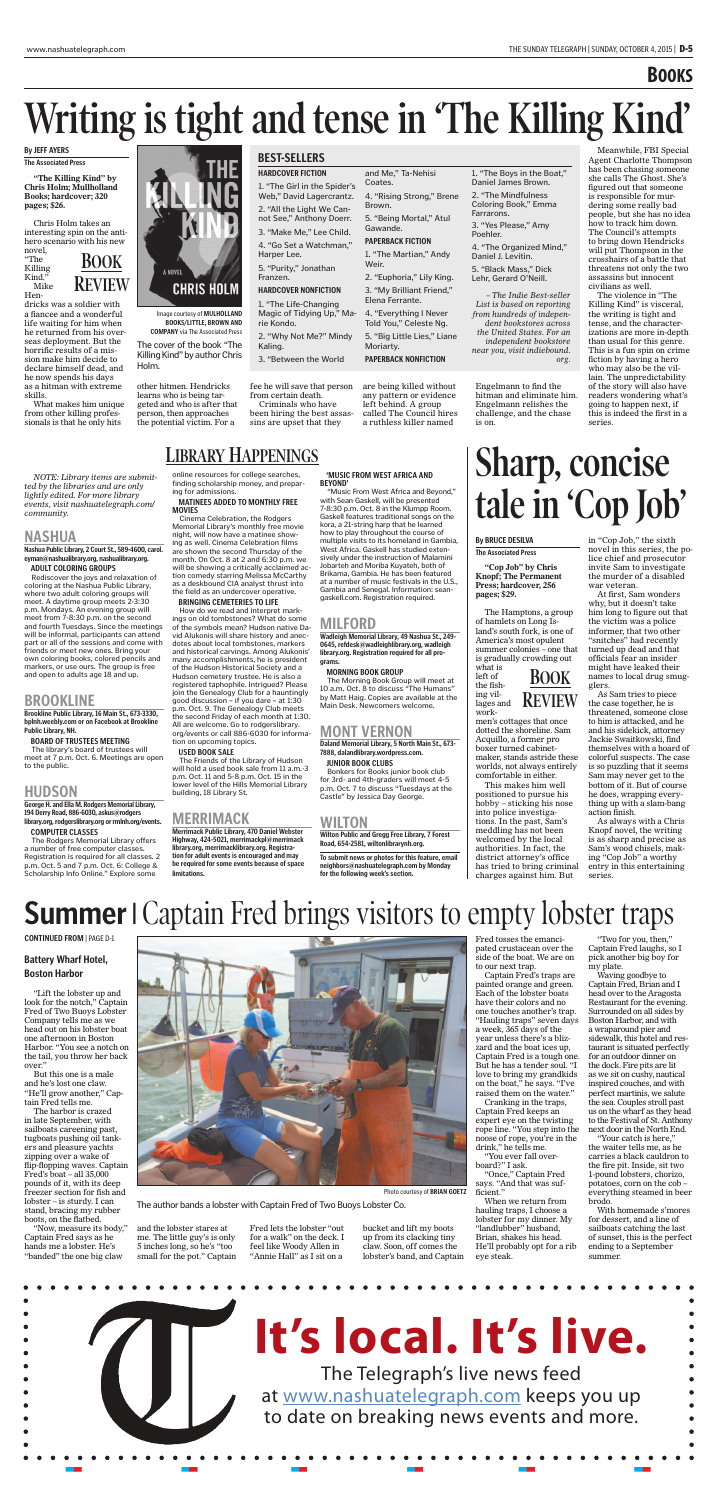# BOOKS

# Writing is tight and tense in 'The Killing Kind'

**By JEFF AYERS**
**The Associated Press**

**"The Killing Kind" by Chris Holm; Mullholland Books; hardcover; 320 pages; $26.**

BOOK REVIEW

Chris Holm takes an interesting spin on the antihero scenario with his new novel, "The Killing Kind."

Mike Hendricks was a soldier with a fiancee and a wonderful life waiting for him when he returned from his overseas deployment. But the horrific results of a mission make him decide to declare himself dead, and he now spends his days as a hitman with extreme skills.

What makes him unique from other killing professionals is that he only hits other hitmen. Hendricks learns who is being targeted and who is after that person, then approaches the potential victim. For a fee he will save that person from certain death.

Criminals who have been hiring the best assassins are upset that they are being killed without any pattern or evidence left behind. A group called The Council hires a ruthless killer named Engelmann to find the hitman and eliminate him. Engelmann relishes the challenge, and the chase is on.

Meanwhile, FBI Special Agent Charlotte Thompson has been chasing someone she calls The Ghost. She's figured out that someone is responsible for murdering some really bad people, but she has no idea how to track him down. The Council's attempts to bring down Hendricks will put Thompson in the crosshairs of a battle that threatens not only the two assassins but innocent civilians as well.

The violence in "The Killing Kind" is visceral, the writing is tight and tense, and the characterizations are more in-depth than usual for this genre. This is a fun spin on crime fiction by having a hero who may also be the villain. The unpredictability of the story will also have readers wondering what's going to happen next, if this is indeed the first in a series.

Image courtesy of MULHOLLAND BOOKS/LITTLE, BROWN AND COMPANY via The Associated Press

The cover of the book "The Killing Kind" by author Chris Holm.

## BEST-SELLERS

**HARDCOVER FICTION**

1. "The Girl in the Spider's Web," David Lagercrantz.
2. "All the Light We Cannot See," Anthony Doerr.
3. "Make Me," Lee Child.
4. "Go Set a Watchman," Harper Lee.
5. "Purity," Jonathan Franzen.

**HARDCOVER NONFICTION**

1. "The Life-Changing Magic of Tidying Up," Marie Kondo.
2. "Why Not Me?" Mindy Kaling.
3. "Between the World and Me," Ta-Nehisi Coates.
4. "Rising Strong," Brene Brown.
5. "Being Mortal," Atul Gawande.

**PAPERBACK FICTION**

1. "The Martian," Andy Weir.
2. "Euphoria," Lily King.
3. "My Brilliant Friend," Elena Ferrante.
4. "Everything I Never Told You," Celeste Ng.
5. "Big Little Lies," Liane Moriarty.

**PAPERBACK NONFICTION**

1. "The Boys in the Boat," Daniel James Brown.
2. "The Mindfulness Coloring Book," Emma Farrarons.
3. "Yes Please," Amy Poehler.
4. "The Organized Mind," Daniel J. Levitin.
5. "Black Mass," Dick Lehr, Gerard O'Neill.

*– The Indie Best-seller List is based on reporting from hundreds of independent bookstores across the United States. For an independent bookstore near you, visit indiebound.org.*

# LIBRARY HAPPENINGS

*NOTE: Library items are submitted by the libraries and are only lightly edited. For more library events, visit nashuatelegraph.com/community.*

## NASHUA

**Nashua Public Library, 2 Court St., 589-4600, carol.eyman@nashualibrary.org, nashualibrary.org.**

**ADULT COLORING GROUPS**

Rediscover the joys and relaxation of coloring at the Nashua Public Library, where two adult coloring groups will meet. A daytime group meets 2-3:30 p.m. Mondays. An evening group will meet from 7-8:30 p.m. on the second and fourth Tuesdays. Since the meetings will be informal, participants can attend part or all of the sessions and come with friends or meet new ones. Bring your own coloring books, colored pencils and markers, or use ours. The group is free and open to adults age 18 and up.

## BROOKLINE

**Brookline Public Library, 16 Main St., 673-3330, bplnh.weebly.com or on Facebook at Brookline Public Library, NH.**

**BOARD OF TRUSTEES MEETING**

The library's board of trustees will meet at 7 p.m. Oct. 6. Meetings are open to the public.

## HUDSON

**George H. and Ella M. Rodgers Memorial Library, 194 Derry Road, 886-6030, askus@rodgerslibrary.org, rodgerslibrary.org or rmlnh.org/events.**

**COMPUTER CLASSES**

The Rodgers Memorial Library offers a number of free computer classes. Registration is required for all classes. 2 p.m. Oct. 5 and 7 p.m. Oct. 6: College & Scholarship Info Online." Explore some online resources for college searches, finding scholarship money, and preparing for admissions.

**MATINEES ADDED TO MONTHLY FREE MOVIES**

Cinema Celebration, the Rodgers Memorial Library's monthly free movie night, will now have a matinee showing as well. Cinema Celebration films are shown the second Thursday of the month. On Oct. 8 at 2 and 6:30 p.m. we will be showing a critically acclaimed action comedy starring Melissa McCarthy as a deskbound CIA analyst thrust into the field as an undercover operative.

**BRINGING CEMETERIES TO LIFE**

How do we read and interpret markings on old tombstones? What do some of the symbols mean? Hudson native David Alukonis will share history and anecdotes about local tombstones, markers and historical carvings. Among Alukonis' many accomplishments, he is president of the Hudson Historical Society and a Hudson cemetery trustee. He is also a registered taphophile. Intrigued? Please join the Genealogy Club for a hauntingly good discussion – if you dare – at 1:30 p.m. Oct. 9. The Genealogy Club meets the second Friday of each month at 1:30. All are welcome. Go to rodgerslibrary.org/events or call 886-6030 for information on upcoming topics.

**USED BOOK SALE**

The Friends of the Library of Hudson will hold a used book sale from 11 a.m.-3 p.m. Oct. 11 and 5-8 p.m. Oct. 15 in the lower level of the Hills Memorial Library building, 18 Library St.

## MERRIMACK

**Merrimack Public Library, 470 Daniel Webster Highway, 424-5021, merrimackpl@merrimacklibrary.org, merrimacklibrary.org. Registration for adult events is encouraged and may be required for some events because of space limitations.**

**'MUSIC FROM WEST AFRICA AND BEYOND'**

"Music From West Africa and Beyond," with Sean Gaskell, will be presented 7-8:30 p.m. Oct. 8 in the Klumpp Room. Gaskell features traditional songs on the kora, a 21-string harp that he learned how to play throughout the course of multiple visits to its homeland in Gambia, West Africa. Gaskell has studied extensively under the instruction of Malamini Jobarteh and Moriba Kuyateh, both of Brikama, Gambia. He has been featured at a number of music festivals in the U.S., Gambia and Senegal. Information: seangaskell.com. Registration required.

## MILFORD

**Wadleigh Memorial Library, 49 Nashua St., 249-0645, refdesk@wadleighlibrary.org, wadleighlibrary.org. Registration required for all programs.**

**MORNING BOOK GROUP**

The Morning Book Group will meet at 10 a.m. Oct. 8 to discuss "The Humans" by Matt Haig. Copies are available at the Main Desk. Newcomers welcome.

## MONT VERNON

**Daland Memorial Library, 5 North Main St., 673-7888, dalandlibrary.wordpress.com.**

**JUNIOR BOOK CLUBS**

Bonkers for Books junior book club for 3rd- and 4th-graders will meet 4-5 p.m. Oct. 7 to discuss "Tuesdays at the Castle" by Jessica Day George.

## WILTON

**Wilton Public and Gregg Free Library, 7 Forest Road, 654-2581, wiltonlibrarynh.org.**

**To submit news or photos for this feature, email neighbors@nashuatelegraph.com by Monday for the following week's section.**

# Sharp, concise tale in 'Cop Job'

**By BRUCE DESILVA**
**The Associated Press**

**"Cop Job" by Chris Knopf; The Permanent Press; hardcover, 256 pages; $29.**

BOOK REVIEW

The Hamptons, a group of hamlets on Long Island's south fork, is one of America's most opulent summer colonies – one that is gradually crowding out what is left of the fishing villages and workmen's cottages that once dotted the shoreline. Sam Acquillo, a former pro boxer turned cabinetmaker, stands astride these worlds, not always entirely comfortable in either.

This makes him well positioned to pursue his hobby – sticking his nose into police investigations. In the past, Sam's meddling has not been welcomed by the local authorities. In fact, the district attorney's office has tried to bring criminal charges against him. But in "Cop Job," the sixth novel in this series, the police chief and prosecutor invite Sam to investigate the murder of a disabled war veteran.

At first, Sam wonders why, but it doesn't take him long to figure out that the victim was a police informer, that two other "snitches" had recently turned up dead and that officials fear an insider might have leaked their names to local drug smugglers.

As Sam tries to piece the case together, he is threatened, someone close to him is attacked, and he and his sidekick, attorney Jackie Swaitkowski, find themselves with a hoard of colorful suspects. The case is so puzzling that it seems Sam may never get to the bottom of it. But of course he does, wrapping everything up with a slam-bang action finish.

As always with a Chris Knopf novel, the writing is as sharp and precise as Sam's wood chisels, making "Cop Job" a worthy entry in this entertaining series.

# Summer | Captain Fred brings visitors to empty lobster traps

**CONTINUED FROM | PAGE D-1**

## Battery Wharf Hotel, Boston Harbor

"Lift the lobster up and look for the notch," Captain Fred of Two Buoys Lobster Company tells me as we head out on his lobster boat one afternoon in Boston Harbor. "You see a notch on the tail, you throw her back over."

But this one is a male and he's lost one claw. "He'll grow another," Captain Fred tells me.

The harbor is crazed in late September, with sailboats careening past, tugboats pushing oil tankers and pleasure yachts zipping over a wake of flip-flopping waves. Captain Fred's boat – all 35,000 pounds of it, with its deep freezer section for fish and lobster – is sturdy. I can stand, bracing my rubber boots, on the flatbed.

"Now, measure its body," Captain Fred says as he hands me a lobster. He's "banded" the one big claw and the lobster stares at me. The little guy's is only 5 inches long, so he's "too small for the pot." Captain Fred lets the lobster "out for a walk" on the deck. I feel like Woody Allen in "Annie Hall" as I sit on a bucket and lift my boots up from its clacking tiny claw. Soon, off comes the lobster's band, and Captain Fred tosses the emancipated crustacean over the side of the boat. We are on to our next trap.

Captain Fred's traps are painted orange and green. Each of the lobster boats have their colors and no one touches another's trap. "Hauling traps" seven days a week, 365 days of the year unless there's a blizzard and the boat ices up, Captain Fred is a tough one. But he has a tender soul. "I love to bring my grandkids on the boat," he says. "I've raised them on the water."

Cranking in the traps, Captain Fred keeps an expert eye on the twisting rope line. "You step into the noose of rope, you're in the drink," he tells me.

"You ever fall overboard?" I ask.

"Once," Captain Fred says. "And that was sufficient."

When we return from hauling traps, I choose a lobster for my dinner. My "landlubber" husband, Brian, shakes his head. He'll probably opt for a rib eye steak.

"Two for you, then," Captain Fred laughs, so I pick another big boy for my plate.

Waving goodbye to Captain Fred, Brian and I head over to the Aragosta Restaurant for the evening. Surrounded on all sides by Boston Harbor, and with a wraparound pier and sidewalk, this hotel and restaurant is situated perfectly for an outdoor dinner on the dock. Fire pits are lit as we sit on cushy, nautical inspired couches, and with perfect martinis, we salute the sea. Couples stroll past us on the wharf as they head to the Festival of St. Anthony next door in the North End.

"Your catch is here," the waiter tells me, as he carries a black cauldron to the fire pit. Inside, sit two 1-pound lobsters, chorizo, potatoes, corn on the cob – everything steamed in beer brodo.

With homemade s'mores for dessert, and a line of sailboats catching the last of sunset, this is the perfect ending to a September summer.

Photo courtesy of BRIAN GOETZ

The author bands a lobster with Captain Fred of Two Buoys Lobster Co.

# It's local. It's live.

The Telegraph's live news feed at www.nashuatelegraph.com keeps you up to date on breaking news events and more.